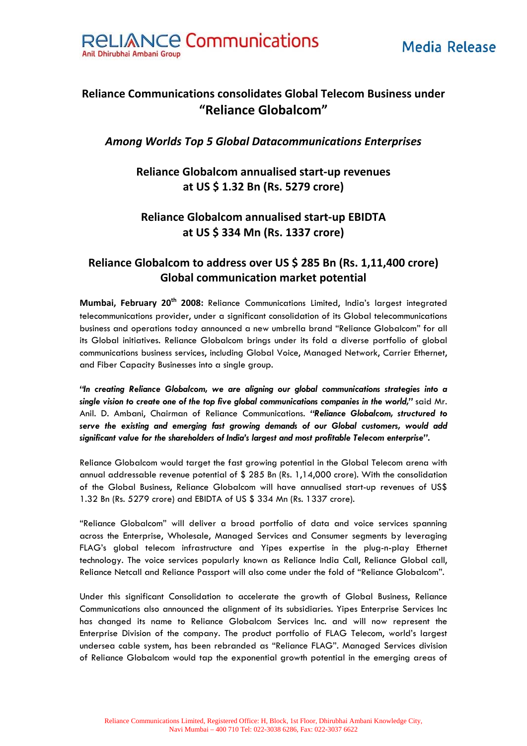Reliance Communications
Anil Dhirubhai Ambani Group

Media Release

# Reliance Communications consolidates Global Telecom Business under "Reliance Globalcom"

### *Among Worlds Top 5 Global Datacommunications Enterprises*

### Reliance Globalcom annualised start-up revenues at US $ 1.32 Bn (Rs. 5279 crore)

### Reliance Globalcom annualised start-up EBIDTA at US $ 334 Mn (Rs. 1337 crore)

## Reliance Globalcom to address over US $ 285 Bn (Rs. 1,11,400 crore) Global communication market potential

**Mumbai, February 20th 2008:** Reliance Communications Limited, India's largest integrated telecommunications provider, under a significant consolidation of its Global telecommunications business and operations today announced a new umbrella brand "Reliance Globalcom" for all its Global initiatives. Reliance Globalcom brings under its fold a diverse portfolio of global communications business services, including Global Voice, Managed Network, Carrier Ethernet, and Fiber Capacity Businesses into a single group.

***"In creating Reliance Globalcom, we are aligning our global communications strategies into a single vision to create one of the top five global communications companies in the world,"*** said Mr. Anil. D. Ambani, Chairman of Reliance Communications. ***"Reliance Globalcom, structured to serve the existing and emerging fast growing demands of our Global customers, would add significant value for the shareholders of India's largest and most profitable Telecom enterprise".***

Reliance Globalcom would target the fast growing potential in the Global Telecom arena with annual addressable revenue potential of $ 285 Bn (Rs. 1,14,000 crore). With the consolidation of the Global Business, Reliance Globalcom will have annualised start-up revenues of US$ 1.32 Bn (Rs. 5279 crore) and EBIDTA of US $ 334 Mn (Rs. 1337 crore).

"Reliance Globalcom" will deliver a broad portfolio of data and voice services spanning across the Enterprise, Wholesale, Managed Services and Consumer segments by leveraging FLAG's global telecom infrastructure and Yipes expertise in the plug-n-play Ethernet technology. The voice services popularly known as Reliance India Call, Reliance Global call, Reliance Netcall and Reliance Passport will also come under the fold of "Reliance Globalcom".

Under this significant Consolidation to accelerate the growth of Global Business, Reliance Communications also announced the alignment of its subsidiaries. Yipes Enterprise Services Inc has changed its name to Reliance Globalcom Services Inc. and will now represent the Enterprise Division of the company. The product portfolio of FLAG Telecom, world's largest undersea cable system, has been rebranded as "Reliance FLAG". Managed Services division of Reliance Globalcom would tap the exponential growth potential in the emerging areas of

Reliance Communications Limited, Registered Office: H, Block, 1st Floor, Dhirubhai Ambani Knowledge City, Navi Mumbai – 400 710 Tel: 022-3038 6286, Fax: 022-3037 6622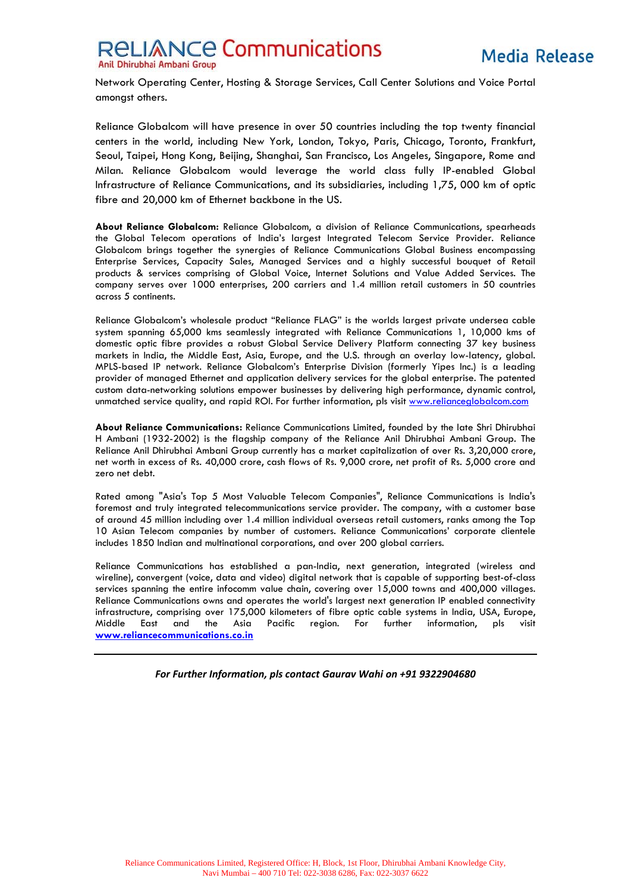Network Operating Center, Hosting & Storage Services, Call Center Solutions and Voice Portal amongst others.

Reliance Globalcom will have presence in over 50 countries including the top twenty financial centers in the world, including New York, London, Tokyo, Paris, Chicago, Toronto, Frankfurt, Seoul, Taipei, Hong Kong, Beijing, Shanghai, San Francisco, Los Angeles, Singapore, Rome and Milan. Reliance Globalcom would leverage the world class fully IP-enabled Global Infrastructure of Reliance Communications, and its subsidiaries, including 1,75, 000 km of optic fibre and 20,000 km of Ethernet backbone in the US.

**About Reliance Globalcom:** Reliance Globalcom, a division of Reliance Communications, spearheads the Global Telecom operations of India's largest Integrated Telecom Service Provider. Reliance Globalcom brings together the synergies of Reliance Communications Global Business encompassing Enterprise Services, Capacity Sales, Managed Services and a highly successful bouquet of Retail products & services comprising of Global Voice, Internet Solutions and Value Added Services. The company serves over 1000 enterprises, 200 carriers and 1.4 million retail customers in 50 countries across 5 continents.

Reliance Globalcom's wholesale product "Reliance FLAG" is the worlds largest private undersea cable system spanning 65,000 kms seamlessly integrated with Reliance Communications 1, 10,000 kms of domestic optic fibre provides a robust Global Service Delivery Platform connecting 37 key business markets in India, the Middle East, Asia, Europe, and the U.S. through an overlay low-latency, global. MPLS-based IP network. Reliance Globalcom's Enterprise Division (formerly Yipes Inc.) is a leading provider of managed Ethernet and application delivery services for the global enterprise. The patented custom data-networking solutions empower businesses by delivering high performance, dynamic control, unmatched service quality, and rapid ROI. For further information, pls visit www.relianceglobalcom.com

**About Reliance Communications:** Reliance Communications Limited, founded by the late Shri Dhirubhai H Ambani (1932-2002) is the flagship company of the Reliance Anil Dhirubhai Ambani Group. The Reliance Anil Dhirubhai Ambani Group currently has a market capitalization of over Rs. 3,20,000 crore, net worth in excess of Rs. 40,000 crore, cash flows of Rs. 9,000 crore, net profit of Rs. 5,000 crore and zero net debt.

Rated among "Asia's Top 5 Most Valuable Telecom Companies", Reliance Communications is India's foremost and truly integrated telecommunications service provider. The company, with a customer base of around 45 million including over 1.4 million individual overseas retail customers, ranks among the Top 10 Asian Telecom companies by number of customers. Reliance Communications' corporate clientele includes 1850 Indian and multinational corporations, and over 200 global carriers.

Reliance Communications has established a pan-India, next generation, integrated (wireless and wireline), convergent (voice, data and video) digital network that is capable of supporting best-of-class services spanning the entire infocomm value chain, covering over 15,000 towns and 400,000 villages. Reliance Communications owns and operates the world's largest next generation IP enabled connectivity infrastructure, comprising over 175,000 kilometers of fibre optic cable systems in India, USA, Europe, Middle East and the Asia Pacific region. For further information, pls visit **www.reliancecommunications.co.in**

---

***For Further Information, pls contact Gaurav Wahi on +91 9322904680***